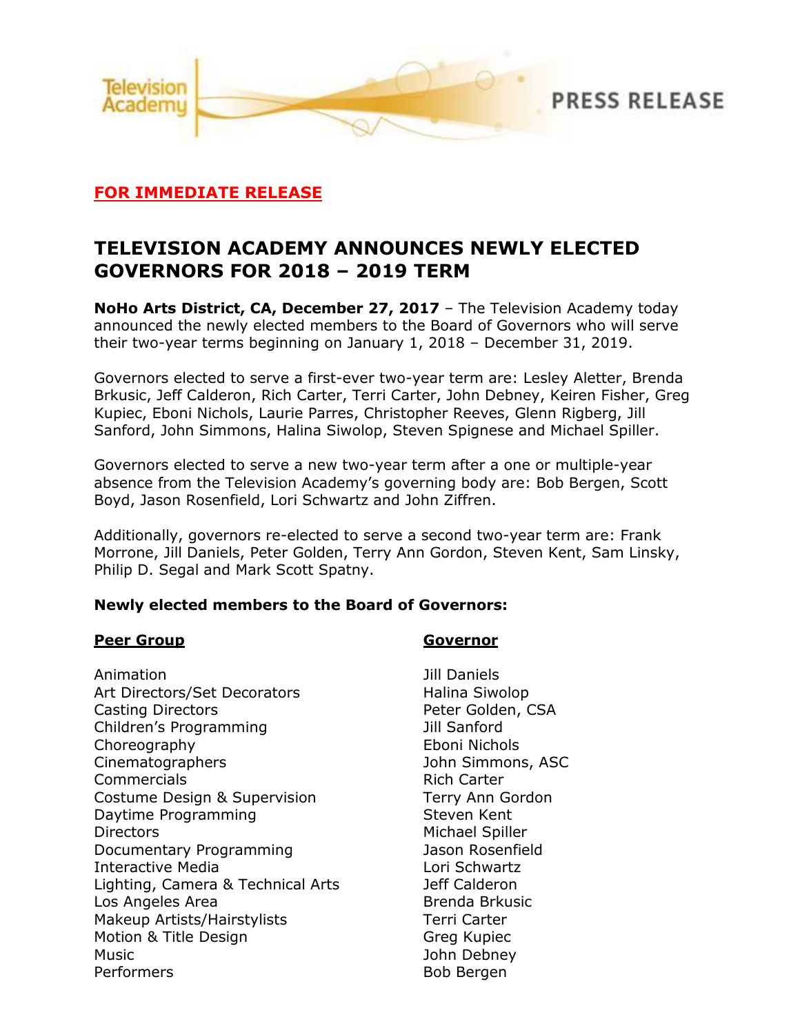Television Academy

PRESS RELEASE

**FOR IMMEDIATE RELEASE**

# TELEVISION ACADEMY ANNOUNCES NEWLY ELECTED GOVERNORS FOR 2018 – 2019 TERM

**NoHo Arts District, CA, December 27, 2017** – The Television Academy today announced the newly elected members to the Board of Governors who will serve their two-year terms beginning on January 1, 2018 – December 31, 2019.

Governors elected to serve a first-ever two-year term are: Lesley Aletter, Brenda Brkusic, Jeff Calderon, Rich Carter, Terri Carter, John Debney, Keiren Fisher, Greg Kupiec, Eboni Nichols, Laurie Parres, Christopher Reeves, Glenn Rigberg, Jill Sanford, John Simmons, Halina Siwolop, Steven Spignese and Michael Spiller.

Governors elected to serve a new two-year term after a one or multiple-year absence from the Television Academy's governing body are: Bob Bergen, Scott Boyd, Jason Rosenfield, Lori Schwartz and John Ziffren.

Additionally, governors re-elected to serve a second two-year term are: Frank Morrone, Jill Daniels, Peter Golden, Terry Ann Gordon, Steven Kent, Sam Linsky, Philip D. Segal and Mark Scott Spatny.

**Newly elected members to the Board of Governors:**

| Peer Group | Governor |
| --- | --- |
| Animation | Jill Daniels |
| Art Directors/Set Decorators | Halina Siwolop |
| Casting Directors | Peter Golden, CSA |
| Children's Programming | Jill Sanford |
| Choreography | Eboni Nichols |
| Cinematographers | John Simmons, ASC |
| Commercials | Rich Carter |
| Costume Design & Supervision | Terry Ann Gordon |
| Daytime Programming | Steven Kent |
| Directors | Michael Spiller |
| Documentary Programming | Jason Rosenfield |
| Interactive Media | Lori Schwartz |
| Lighting, Camera & Technical Arts | Jeff Calderon |
| Los Angeles Area | Brenda Brkusic |
| Makeup Artists/Hairstylists | Terri Carter |
| Motion & Title Design | Greg Kupiec |
| Music | John Debney |
| Performers | Bob Bergen |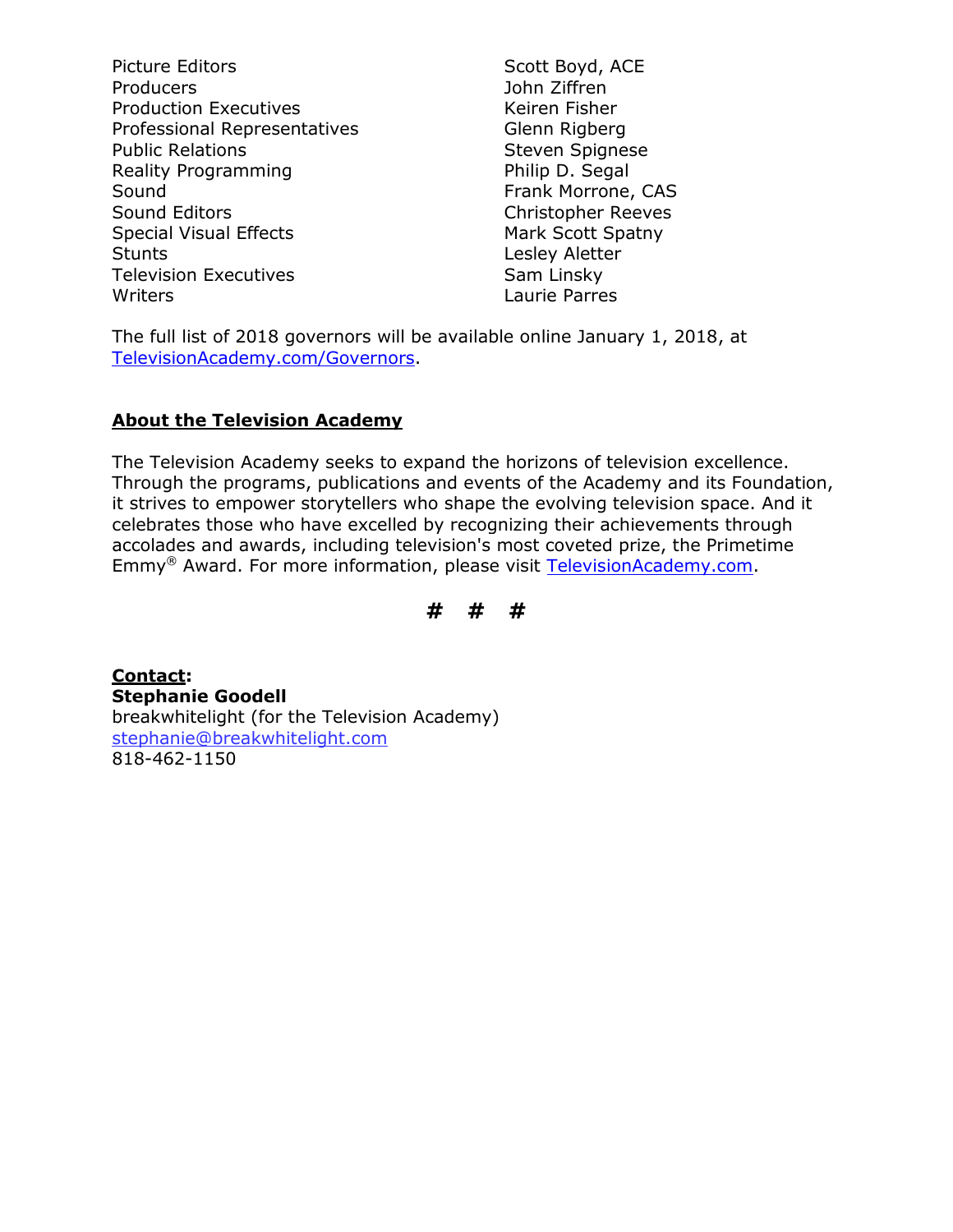| | |
|---|---|
| Picture Editors | Scott Boyd, ACE |
| Producers | John Ziffren |
| Production Executives | Keiren Fisher |
| Professional Representatives | Glenn Rigberg |
| Public Relations | Steven Spignese |
| Reality Programming | Philip D. Segal |
| Sound | Frank Morrone, CAS |
| Sound Editors | Christopher Reeves |
| Special Visual Effects | Mark Scott Spatny |
| Stunts | Lesley Aletter |
| Television Executives | Sam Linsky |
| Writers | Laurie Parres |

The full list of 2018 governors will be available online January 1, 2018, at TelevisionAcademy.com/Governors.

**About the Television Academy**

The Television Academy seeks to expand the horizons of television excellence. Through the programs, publications and events of the Academy and its Foundation, it strives to empower storytellers who shape the evolving television space. And it celebrates those who have excelled by recognizing their achievements through accolades and awards, including television's most coveted prize, the Primetime Emmy® Award. For more information, please visit TelevisionAcademy.com.

# # #

**Contact:**
**Stephanie Goodell**
breakwhitelight (for the Television Academy)
stephanie@breakwhitelight.com
818-462-1150